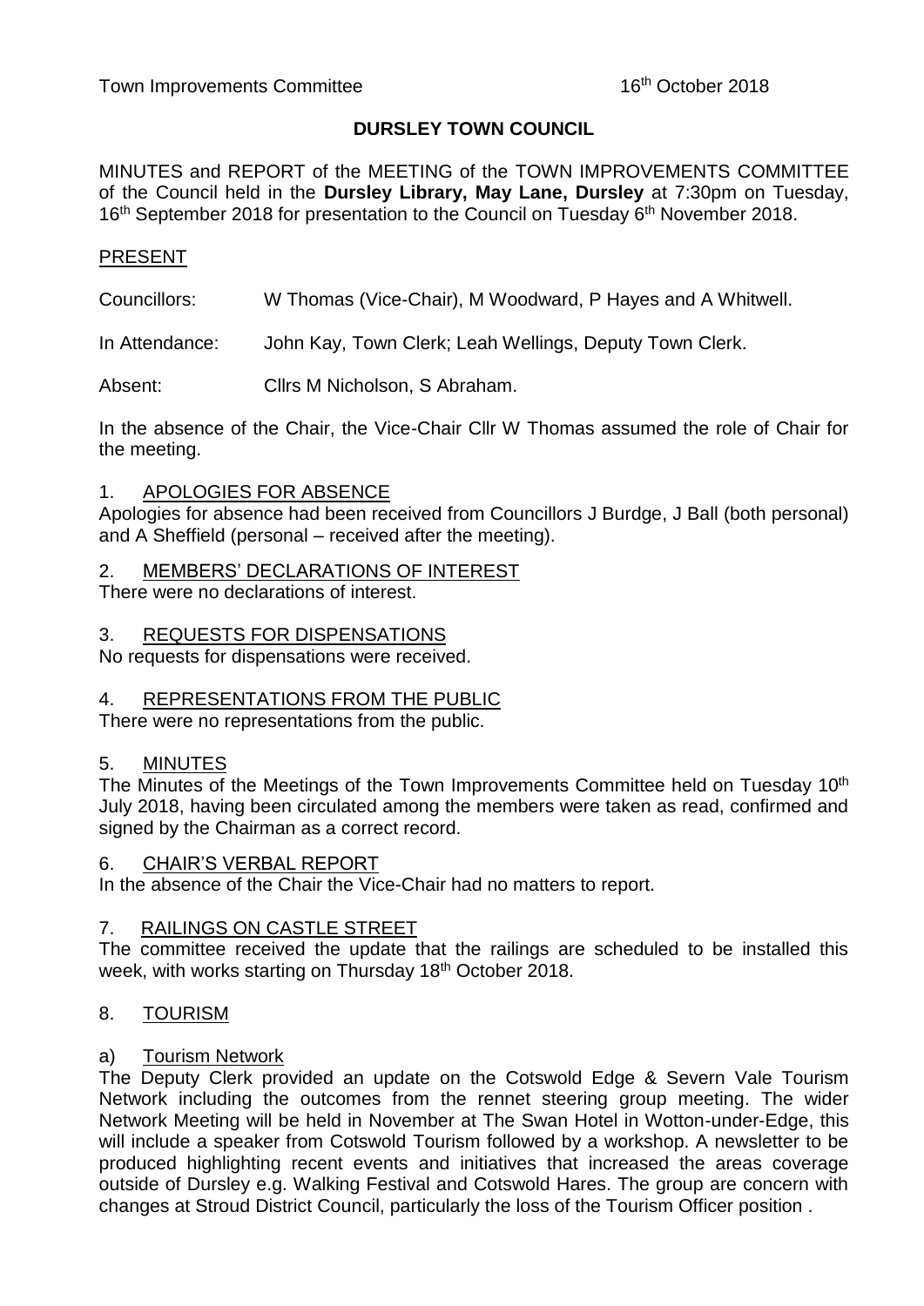Town Improvements Committee 16th October 2018

# DURSLEY TOWN COUNCIL

MINUTES and REPORT of the MEETING of the TOWN IMPROVEMENTS COMMITTEE of the Council held in the **Dursley Library, May Lane, Dursley** at 7:30pm on Tuesday, 16th September 2018 for presentation to the Council on Tuesday 6th November 2018.

## PRESENT

Councillors: W Thomas (Vice-Chair), M Woodward, P Hayes and A Whitwell.

In Attendance: John Kay, Town Clerk; Leah Wellings, Deputy Town Clerk.

Absent: Cllrs M Nicholson, S Abraham.

In the absence of the Chair, the Vice-Chair Cllr W Thomas assumed the role of Chair for the meeting.

## 1. APOLOGIES FOR ABSENCE

Apologies for absence had been received from Councillors J Burdge, J Ball (both personal) and A Sheffield (personal – received after the meeting).

## 2. MEMBERS' DECLARATIONS OF INTEREST

There were no declarations of interest.

## 3. REQUESTS FOR DISPENSATIONS

No requests for dispensations were received.

## 4. REPRESENTATIONS FROM THE PUBLIC

There were no representations from the public.

## 5. MINUTES

The Minutes of the Meetings of the Town Improvements Committee held on Tuesday 10th July 2018, having been circulated among the members were taken as read, confirmed and signed by the Chairman as a correct record.

## 6. CHAIR'S VERBAL REPORT

In the absence of the Chair the Vice-Chair had no matters to report.

## 7. RAILINGS ON CASTLE STREET

The committee received the update that the railings are scheduled to be installed this week, with works starting on Thursday 18th October 2018.

## 8. TOURISM

### a) Tourism Network

The Deputy Clerk provided an update on the Cotswold Edge & Severn Vale Tourism Network including the outcomes from the rennet steering group meeting. The wider Network Meeting will be held in November at The Swan Hotel in Wotton-under-Edge, this will include a speaker from Cotswold Tourism followed by a workshop. A newsletter to be produced highlighting recent events and initiatives that increased the areas coverage outside of Dursley e.g. Walking Festival and Cotswold Hares. The group are concern with changes at Stroud District Council, particularly the loss of the Tourism Officer position .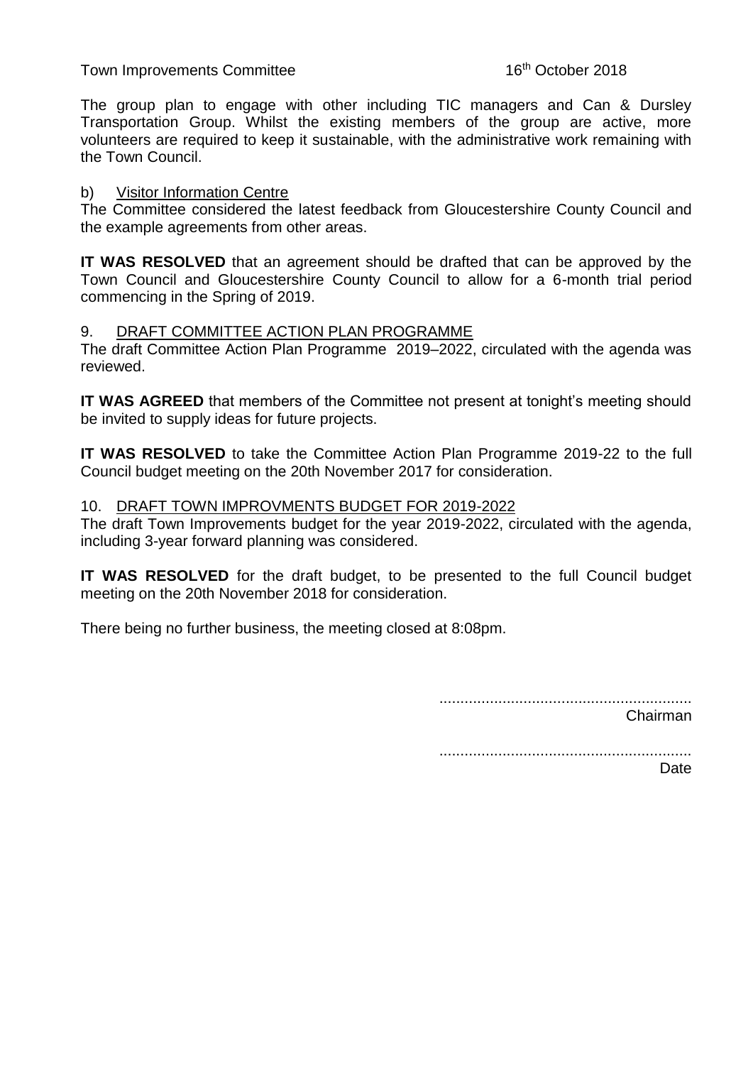The group plan to engage with other including TIC managers and Can & Dursley Transportation Group. Whilst the existing members of the group are active, more volunteers are required to keep it sustainable, with the administrative work remaining with the Town Council.

b) Visitor Information Centre

The Committee considered the latest feedback from Gloucestershire County Council and the example agreements from other areas.

**IT WAS RESOLVED** that an agreement should be drafted that can be approved by the Town Council and Gloucestershire County Council to allow for a 6-month trial period commencing in the Spring of 2019.

9. DRAFT COMMITTEE ACTION PLAN PROGRAMME

The draft Committee Action Plan Programme 2019–2022, circulated with the agenda was reviewed.

**IT WAS AGREED** that members of the Committee not present at tonight's meeting should be invited to supply ideas for future projects.

**IT WAS RESOLVED** to take the Committee Action Plan Programme 2019-22 to the full Council budget meeting on the 20th November 2017 for consideration.

10. DRAFT TOWN IMPROVMENTS BUDGET FOR 2019-2022

The draft Town Improvements budget for the year 2019-2022, circulated with the agenda, including 3-year forward planning was considered.

**IT WAS RESOLVED** for the draft budget, to be presented to the full Council budget meeting on the 20th November 2018 for consideration.

There being no further business, the meeting closed at 8:08pm.

...........................................................
Chairman

...........................................................
Date